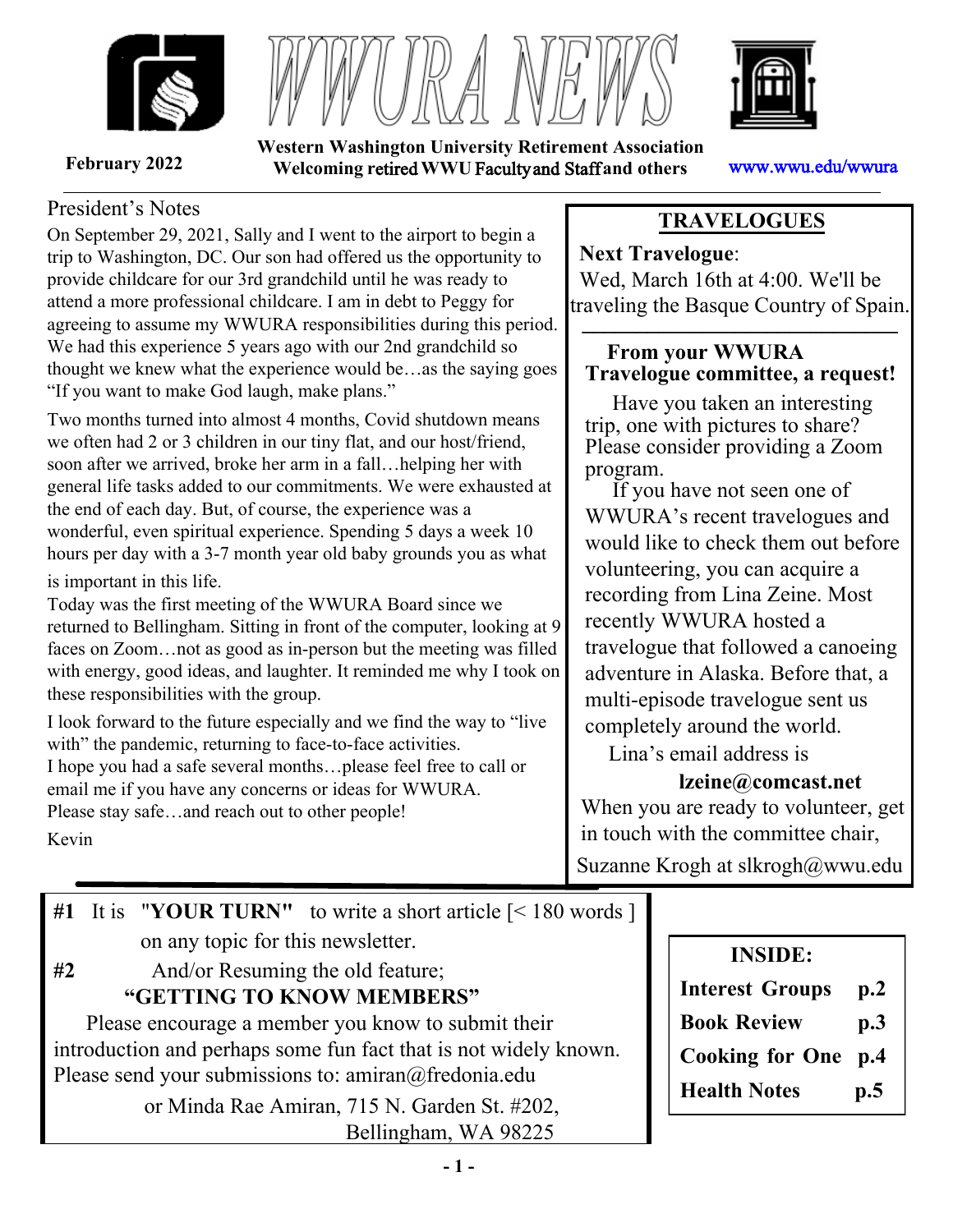# WWURA NEWS

**Western Washington University Retirement Association**
**Welcoming retired WWU Faculty and Staff and others**

**February 2022**

www.wwu.edu/wwura

## President's Notes

On September 29, 2021, Sally and I went to the airport to begin a trip to Washington, DC. Our son had offered us the opportunity to provide childcare for our 3rd grandchild until he was ready to attend a more professional childcare. I am in debt to Peggy for agreeing to assume my WWURA responsibilities during this period. We had this experience 5 years ago with our 2nd grandchild so thought we knew what the experience would be…as the saying goes "If you want to make God laugh, make plans."

Two months turned into almost 4 months, Covid shutdown means we often had 2 or 3 children in our tiny flat, and our host/friend, soon after we arrived, broke her arm in a fall…helping her with general life tasks added to our commitments. We were exhausted at the end of each day. But, of course, the experience was a wonderful, even spiritual experience. Spending 5 days a week 10 hours per day with a 3-7 month year old baby grounds you as what is important in this life.

Today was the first meeting of the WWURA Board since we returned to Bellingham. Sitting in front of the computer, looking at 9 faces on Zoom…not as good as in-person but the meeting was filled with energy, good ideas, and laughter. It reminded me why I took on these responsibilities with the group.

I look forward to the future especially and we find the way to "live with" the pandemic, returning to face-to-face activities.
I hope you had a safe several months…please feel free to call or email me if you have any concerns or ideas for WWURA.
Please stay safe…and reach out to other people!

Kevin

## TRAVELOGUES

**Next Travelogue**: Wed, March 16th at 4:00. We'll be traveling the Basque Country of Spain.

**From your WWURA Travelogue committee, a request!**

Have you taken an interesting trip, one with pictures to share? Please consider providing a Zoom program.

If you have not seen one of WWURA's recent travelogues and would like to check them out before volunteering, you can acquire a recording from Lina Zeine. Most recently WWURA hosted a travelogue that followed a canoeing adventure in Alaska. Before that, a multi-episode travelogue sent us completely around the world.

Lina's email address is

**lzeine@comcast.net**

When you are ready to volunteer, get in touch with the committee chair, Suzanne Krogh at slkrogh@wwu.edu

---

**#1** It is **"YOUR TURN"** to write a short article [< 180 words ] on any topic for this newsletter.

**#2** And/or Resuming the old feature;

**"GETTING TO KNOW MEMBERS"**

Please encourage a member you know to submit their introduction and perhaps some fun fact that is not widely known.
Please send your submissions to: amiran@fredonia.edu
or Minda Rae Amiran, 715 N. Garden St. #202, Bellingham, WA 98225

| INSIDE: | |
|---|---|
| **Interest Groups** | **p.2** |
| **Book Review** | **p.3** |
| **Cooking for One** | **p.4** |
| **Health Notes** | **p.5** |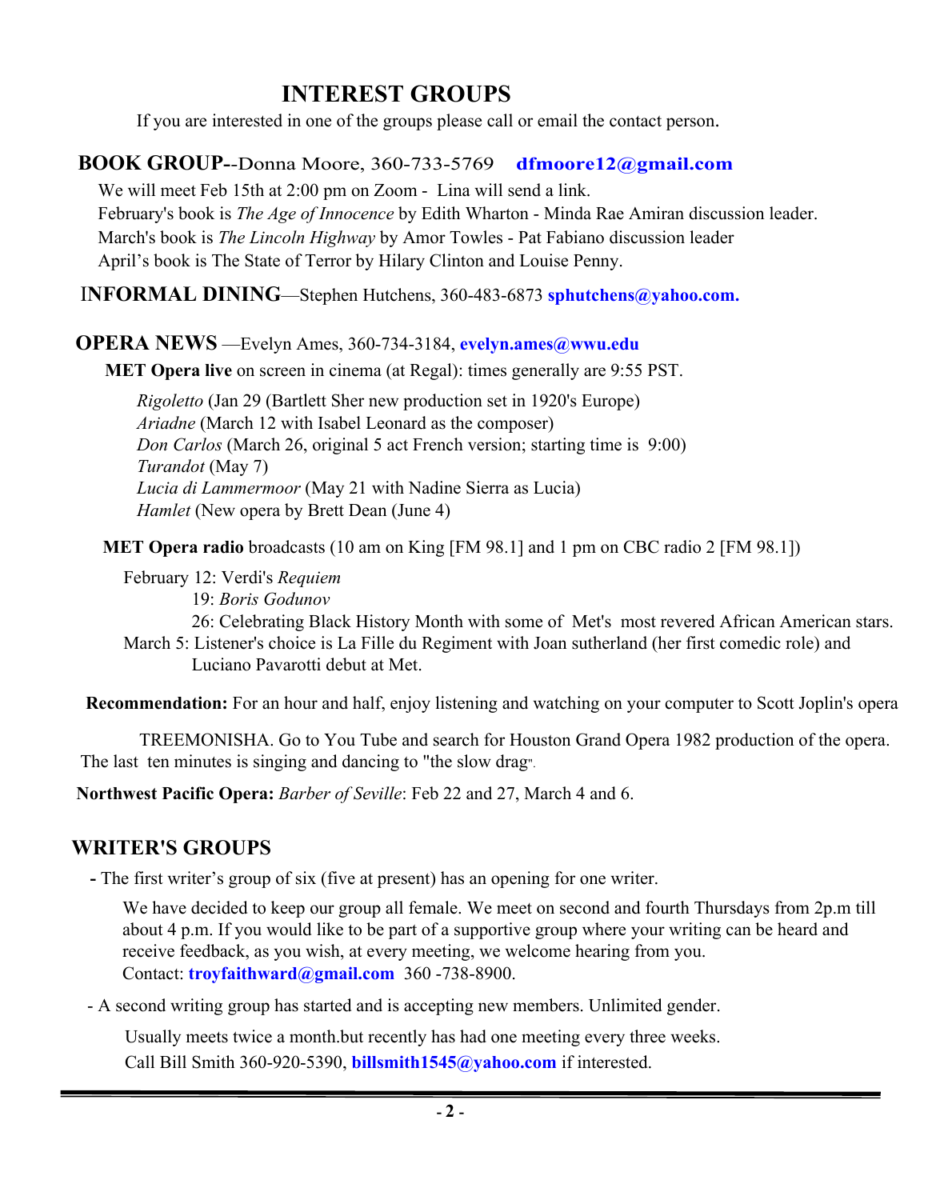# INTEREST GROUPS

If you are interested in one of the groups please call or email the contact person.

## BOOK GROUP--Donna Moore, 360-733-5769 **dfmoore12@gmail.com**

We will meet Feb 15th at 2:00 pm on Zoom - Lina will send a link.
February's book is *The Age of Innocence* by Edith Wharton - Minda Rae Amiran discussion leader.
March's book is *The Lincoln Highway* by Amor Towles - Pat Fabiano discussion leader
April's book is The State of Terror by Hilary Clinton and Louise Penny.

## INFORMAL DINING—Stephen Hutchens, 360-483-6873 **sphutchens@yahoo.com.**

## OPERA NEWS —Evelyn Ames, 360-734-3184, **evelyn.ames@wwu.edu**

**MET Opera live** on screen in cinema (at Regal): times generally are 9:55 PST.

*Rigoletto* (Jan 29 (Bartlett Sher new production set in 1920's Europe)
*Ariadne* (March 12 with Isabel Leonard as the composer)
*Don Carlos* (March 26, original 5 act French version; starting time is 9:00)
*Turandot* (May 7)
*Lucia di Lammermoor* (May 21 with Nadine Sierra as Lucia)
*Hamlet* (New opera by Brett Dean (June 4)

**MET Opera radio** broadcasts (10 am on King [FM 98.1] and 1 pm on CBC radio 2 [FM 98.1])

February 12: Verdi's *Requiem*
19: *Boris Godunov*
26: Celebrating Black History Month with some of Met's most revered African American stars.
March 5: Listener's choice is La Fille du Regiment with Joan sutherland (her first comedic role) and Luciano Pavarotti debut at Met.

**Recommendation:** For an hour and half, enjoy listening and watching on your computer to Scott Joplin's opera TREEMONISHA. Go to You Tube and search for Houston Grand Opera 1982 production of the opera. The last ten minutes is singing and dancing to "the slow drag".

**Northwest Pacific Opera:** *Barber of Seville*: Feb 22 and 27, March 4 and 6.

## WRITER'S GROUPS

**-** The first writer's group of six (five at present) has an opening for one writer.

We have decided to keep our group all female. We meet on second and fourth Thursdays from 2p.m till about 4 p.m. If you would like to be part of a supportive group where your writing can be heard and receive feedback, as you wish, at every meeting, we welcome hearing from you.
Contact: **troyfaithward@gmail.com** 360 -738-8900.

- A second writing group has started and is accepting new members. Unlimited gender.

Usually meets twice a month.but recently has had one meeting every three weeks.
Call Bill Smith 360-920-5390, **billsmith1545@yahoo.com** if interested.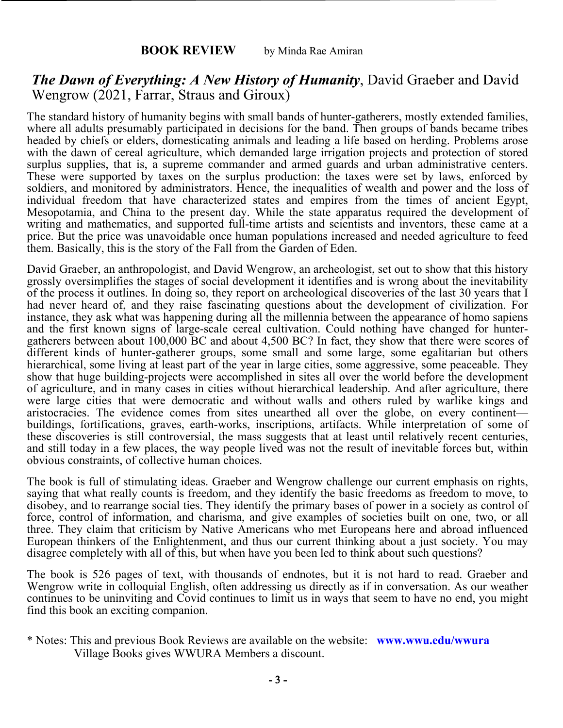**BOOK REVIEW** by Minda Rae Amiran

## *The Dawn of Everything: A New History of Humanity*, David Graeber and David Wengrow (2021, Farrar, Straus and Giroux)

The standard history of humanity begins with small bands of hunter-gatherers, mostly extended families, where all adults presumably participated in decisions for the band. Then groups of bands became tribes headed by chiefs or elders, domesticating animals and leading a life based on herding. Problems arose with the dawn of cereal agriculture, which demanded large irrigation projects and protection of stored surplus supplies, that is, a supreme commander and armed guards and urban administrative centers. These were supported by taxes on the surplus production: the taxes were set by laws, enforced by soldiers, and monitored by administrators. Hence, the inequalities of wealth and power and the loss of individual freedom that have characterized states and empires from the times of ancient Egypt, Mesopotamia, and China to the present day. While the state apparatus required the development of writing and mathematics, and supported full-time artists and scientists and inventors, these came at a price. But the price was unavoidable once human populations increased and needed agriculture to feed them. Basically, this is the story of the Fall from the Garden of Eden.

David Graeber, an anthropologist, and David Wengrow, an archeologist, set out to show that this history grossly oversimplifies the stages of social development it identifies and is wrong about the inevitability of the process it outlines. In doing so, they report on archeological discoveries of the last 30 years that I had never heard of, and they raise fascinating questions about the development of civilization. For instance, they ask what was happening during all the millennia between the appearance of homo sapiens and the first known signs of large-scale cereal cultivation. Could nothing have changed for hunter-gatherers between about 100,000 BC and about 4,500 BC? In fact, they show that there were scores of different kinds of hunter-gatherer groups, some small and some large, some egalitarian but others hierarchical, some living at least part of the year in large cities, some aggressive, some peaceable. They show that huge building-projects were accomplished in sites all over the world before the development of agriculture, and in many cases in cities without hierarchical leadership. And after agriculture, there were large cities that were democratic and without walls and others ruled by warlike kings and aristocracies. The evidence comes from sites unearthed all over the globe, on every continent—buildings, fortifications, graves, earth-works, inscriptions, artifacts. While interpretation of some of these discoveries is still controversial, the mass suggests that at least until relatively recent centuries, and still today in a few places, the way people lived was not the result of inevitable forces but, within obvious constraints, of collective human choices.

The book is full of stimulating ideas. Graeber and Wengrow challenge our current emphasis on rights, saying that what really counts is freedom, and they identify the basic freedoms as freedom to move, to disobey, and to rearrange social ties. They identify the primary bases of power in a society as control of force, control of information, and charisma, and give examples of societies built on one, two, or all three. They claim that criticism by Native Americans who met Europeans here and abroad influenced European thinkers of the Enlightenment, and thus our current thinking about a just society. You may disagree completely with all of this, but when have you been led to think about such questions?

The book is 526 pages of text, with thousands of endnotes, but it is not hard to read. Graeber and Wengrow write in colloquial English, often addressing us directly as if in conversation. As our weather continues to be uninviting and Covid continues to limit us in ways that seem to have no end, you might find this book an exciting companion.

\* Notes: This and previous Book Reviews are available on the website: **www.wwu.edu/wwura**
Village Books gives WWURA Members a discount.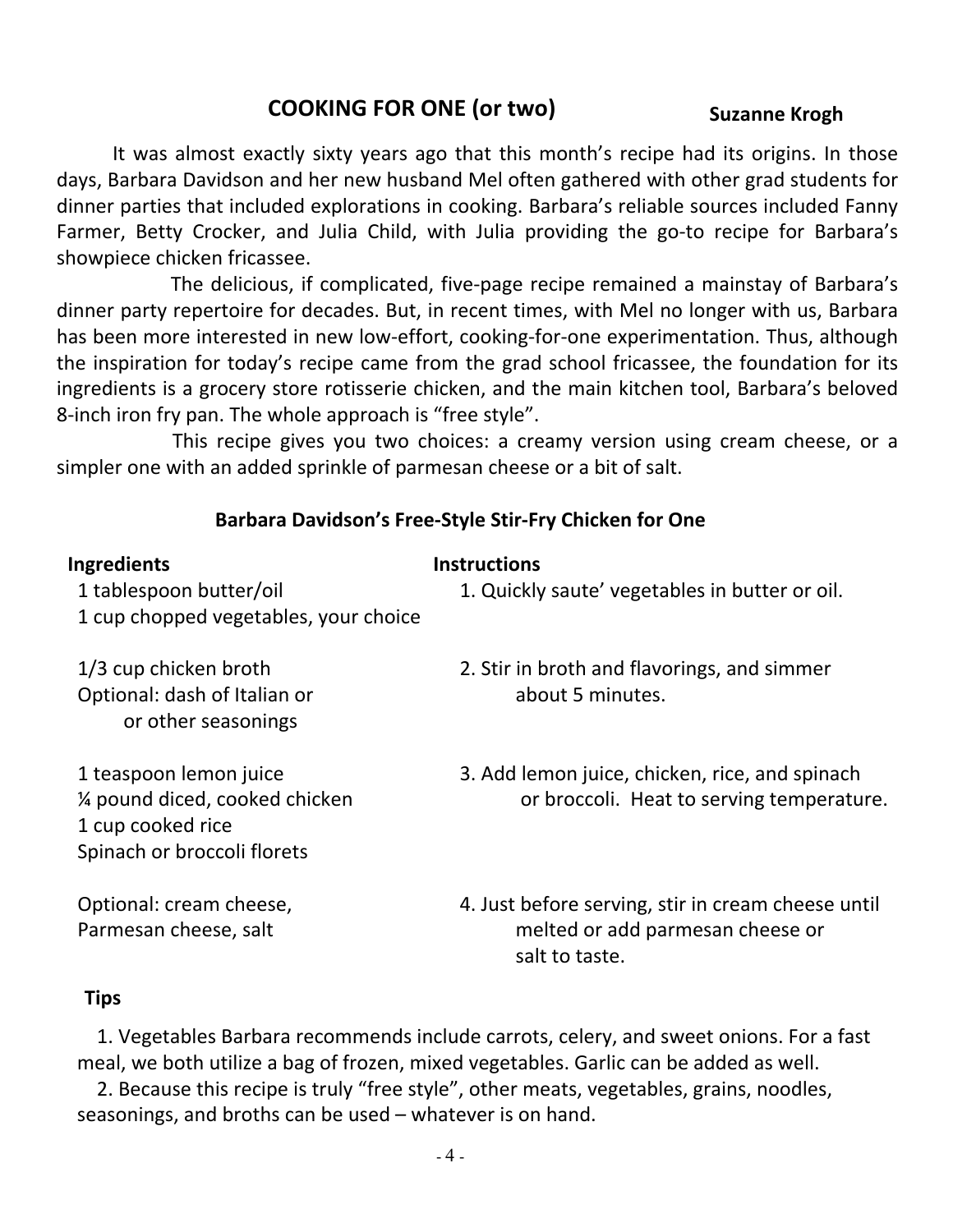## COOKING FOR ONE (or two)

**Suzanne Krogh**

It was almost exactly sixty years ago that this month's recipe had its origins. In those days, Barbara Davidson and her new husband Mel often gathered with other grad students for dinner parties that included explorations in cooking. Barbara's reliable sources included Fanny Farmer, Betty Crocker, and Julia Child, with Julia providing the go-to recipe for Barbara's showpiece chicken fricassee.

The delicious, if complicated, five-page recipe remained a mainstay of Barbara's dinner party repertoire for decades. But, in recent times, with Mel no longer with us, Barbara has been more interested in new low-effort, cooking-for-one experimentation. Thus, although the inspiration for today's recipe came from the grad school fricassee, the foundation for its ingredients is a grocery store rotisserie chicken, and the main kitchen tool, Barbara's beloved 8-inch iron fry pan. The whole approach is "free style".

This recipe gives you two choices: a creamy version using cream cheese, or a simpler one with an added sprinkle of parmesan cheese or a bit of salt.

### Barbara Davidson's Free-Style Stir-Fry Chicken for One

| Ingredients | Instructions |
| --- | --- |
| 1 tablespoon butter/oil<br>1 cup chopped vegetables, your choice | 1. Quickly saute' vegetables in butter or oil. |
| 1/3 cup chicken broth<br>Optional: dash of Italian or or other seasonings | 2. Stir in broth and flavorings, and simmer about 5 minutes. |
| 1 teaspoon lemon juice<br>¼ pound diced, cooked chicken<br>1 cup cooked rice<br>Spinach or broccoli florets | 3. Add lemon juice, chicken, rice, and spinach or broccoli. Heat to serving temperature. |
| Optional: cream cheese, Parmesan cheese, salt | 4. Just before serving, stir in cream cheese until melted or add parmesan cheese or salt to taste. |

**Tips**

1. Vegetables Barbara recommends include carrots, celery, and sweet onions. For a fast meal, we both utilize a bag of frozen, mixed vegetables. Garlic can be added as well.
2. Because this recipe is truly "free style", other meats, vegetables, grains, noodles, seasonings, and broths can be used – whatever is on hand.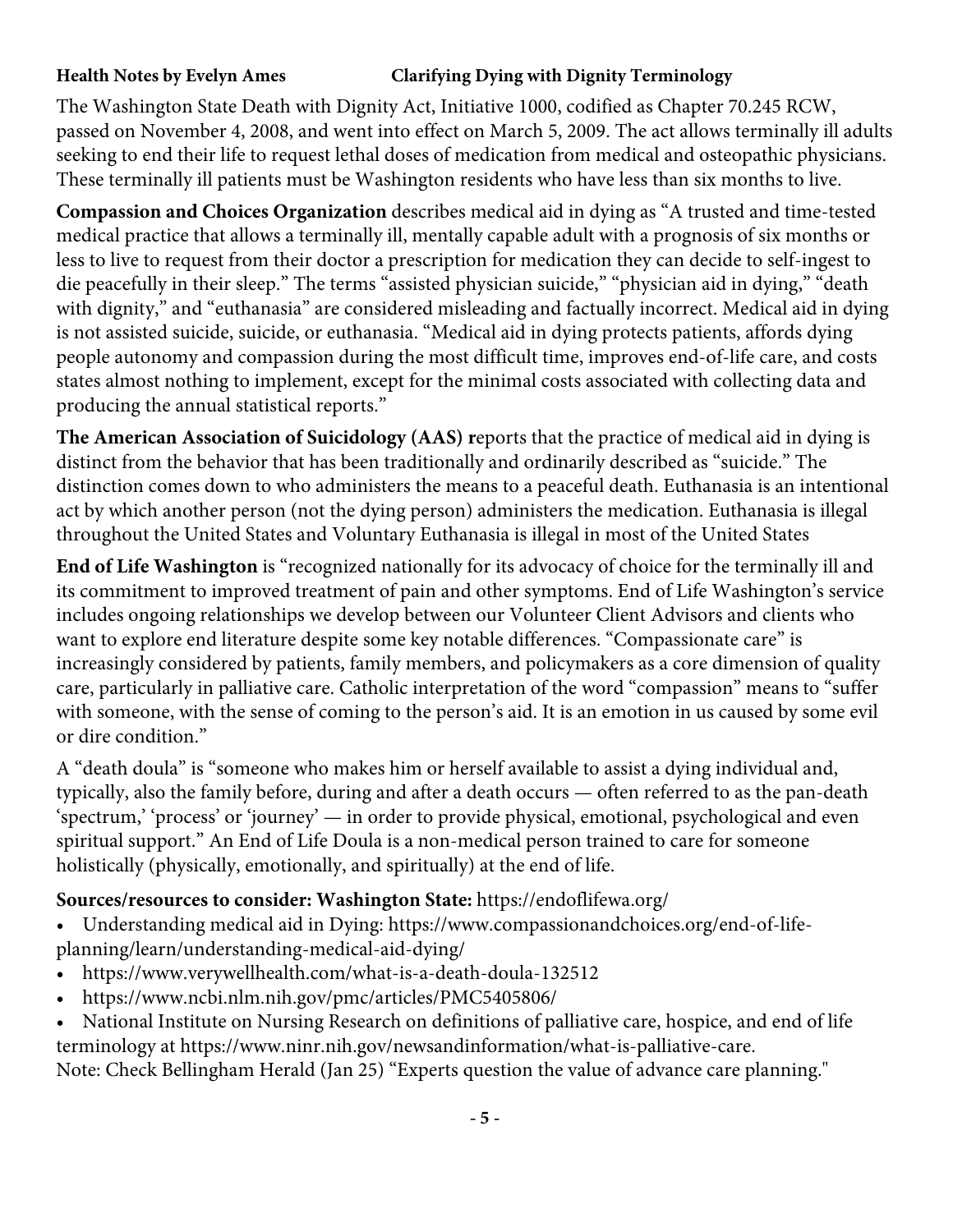**Health Notes by Evelyn Ames** **Clarifying Dying with Dignity Terminology**

The Washington State Death with Dignity Act, Initiative 1000, codified as Chapter 70.245 RCW, passed on November 4, 2008, and went into effect on March 5, 2009. The act allows terminally ill adults seeking to end their life to request lethal doses of medication from medical and osteopathic physicians. These terminally ill patients must be Washington residents who have less than six months to live.

**Compassion and Choices Organization** describes medical aid in dying as "A trusted and time-tested medical practice that allows a terminally ill, mentally capable adult with a prognosis of six months or less to live to request from their doctor a prescription for medication they can decide to self-ingest to die peacefully in their sleep." The terms "assisted physician suicide," "physician aid in dying," "death with dignity," and "euthanasia" are considered misleading and factually incorrect. Medical aid in dying is not assisted suicide, suicide, or euthanasia. "Medical aid in dying protects patients, affords dying people autonomy and compassion during the most difficult time, improves end-of-life care, and costs states almost nothing to implement, except for the minimal costs associated with collecting data and producing the annual statistical reports."

**The American Association of Suicidology (AAS) r**eports that the practice of medical aid in dying is distinct from the behavior that has been traditionally and ordinarily described as "suicide." The distinction comes down to who administers the means to a peaceful death. Euthanasia is an intentional act by which another person (not the dying person) administers the medication. Euthanasia is illegal throughout the United States and Voluntary Euthanasia is illegal in most of the United States

**End of Life Washington** is "recognized nationally for its advocacy of choice for the terminally ill and its commitment to improved treatment of pain and other symptoms. End of Life Washington's service includes ongoing relationships we develop between our Volunteer Client Advisors and clients who want to explore end literature despite some key notable differences. "Compassionate care" is increasingly considered by patients, family members, and policymakers as a core dimension of quality care, particularly in palliative care. Catholic interpretation of the word "compassion" means to "suffer with someone, with the sense of coming to the person's aid. It is an emotion in us caused by some evil or dire condition."

A "death doula" is "someone who makes him or herself available to assist a dying individual and, typically, also the family before, during and after a death occurs — often referred to as the pan-death 'spectrum,' 'process' or 'journey' — in order to provide physical, emotional, psychological and even spiritual support." An End of Life Doula is a non-medical person trained to care for someone holistically (physically, emotionally, and spiritually) at the end of life.

**Sources/resources to consider: Washington State:** https://endoflifewa.org/

- Understanding medical aid in Dying: https://www.compassionandchoices.org/end-of-life-planning/learn/understanding-medical-aid-dying/
- https://www.verywellhealth.com/what-is-a-death-doula-132512
- https://www.ncbi.nlm.nih.gov/pmc/articles/PMC5405806/
- National Institute on Nursing Research on definitions of palliative care, hospice, and end of life terminology at https://www.ninr.nih.gov/newsandinformation/what-is-palliative-care.

Note: Check Bellingham Herald (Jan 25) "Experts question the value of advance care planning."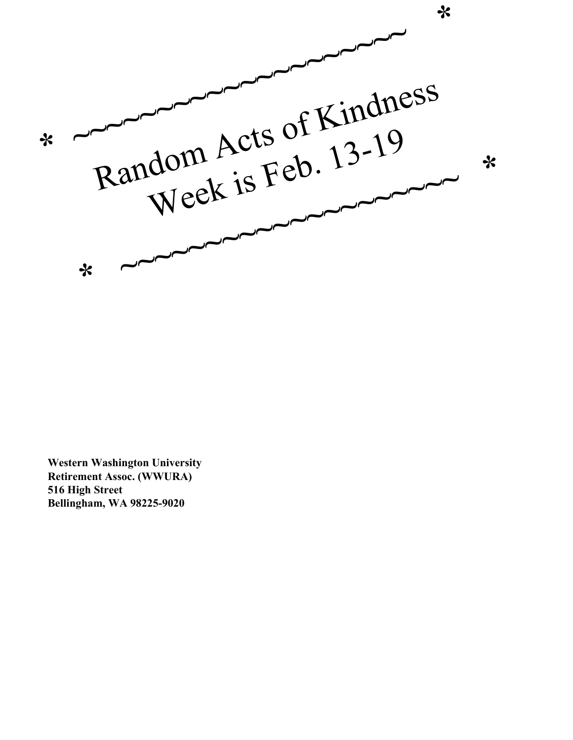Random Acts of Kindness Week is Feb. 13-19

**Western Washington University**
**Retirement Assoc. (WWURA)**
**516 High Street**
**Bellingham, WA 98225-9020**